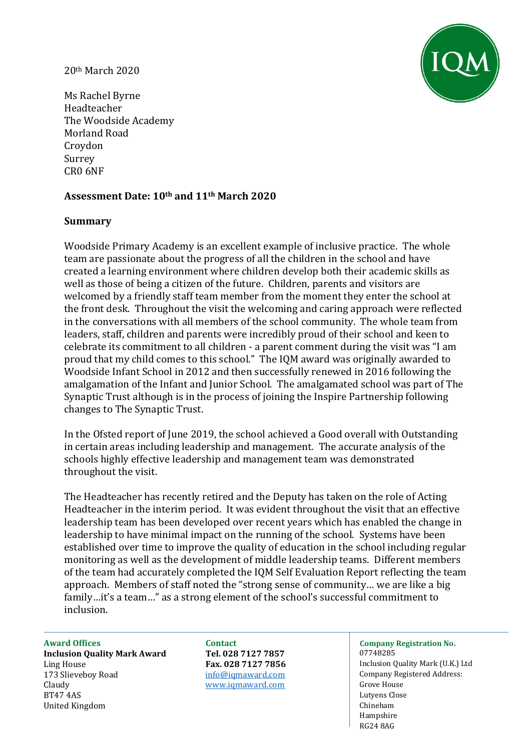20th March 2020

Ms Rachel Byrne
Headteacher
The Woodside Academy
Morland Road
Croydon
Surrey
CR0 6NF

**Assessment Date: 10th and 11th March 2020**

**Summary**

Woodside Primary Academy is an excellent example of inclusive practice. The whole team are passionate about the progress of all the children in the school and have created a learning environment where children develop both their academic skills as well as those of being a citizen of the future. Children, parents and visitors are welcomed by a friendly staff team member from the moment they enter the school at the front desk. Throughout the visit the welcoming and caring approach were reflected in the conversations with all members of the school community. The whole team from leaders, staff, children and parents were incredibly proud of their school and keen to celebrate its commitment to all children - a parent comment during the visit was "I am proud that my child comes to this school." The IQM award was originally awarded to Woodside Infant School in 2012 and then successfully renewed in 2016 following the amalgamation of the Infant and Junior School. The amalgamated school was part of The Synaptic Trust although is in the process of joining the Inspire Partnership following changes to The Synaptic Trust.

In the Ofsted report of June 2019, the school achieved a Good overall with Outstanding in certain areas including leadership and management. The accurate analysis of the schools highly effective leadership and management team was demonstrated throughout the visit.

The Headteacher has recently retired and the Deputy has taken on the role of Acting Headteacher in the interim period. It was evident throughout the visit that an effective leadership team has been developed over recent years which has enabled the change in leadership to have minimal impact on the running of the school. Systems have been established over time to improve the quality of education in the school including regular monitoring as well as the development of middle leadership teams. Different members of the team had accurately completed the IQM Self Evaluation Report reflecting the team approach. Members of staff noted the "strong sense of community… we are like a big family…it's a team…" as a strong element of the school's successful commitment to inclusion.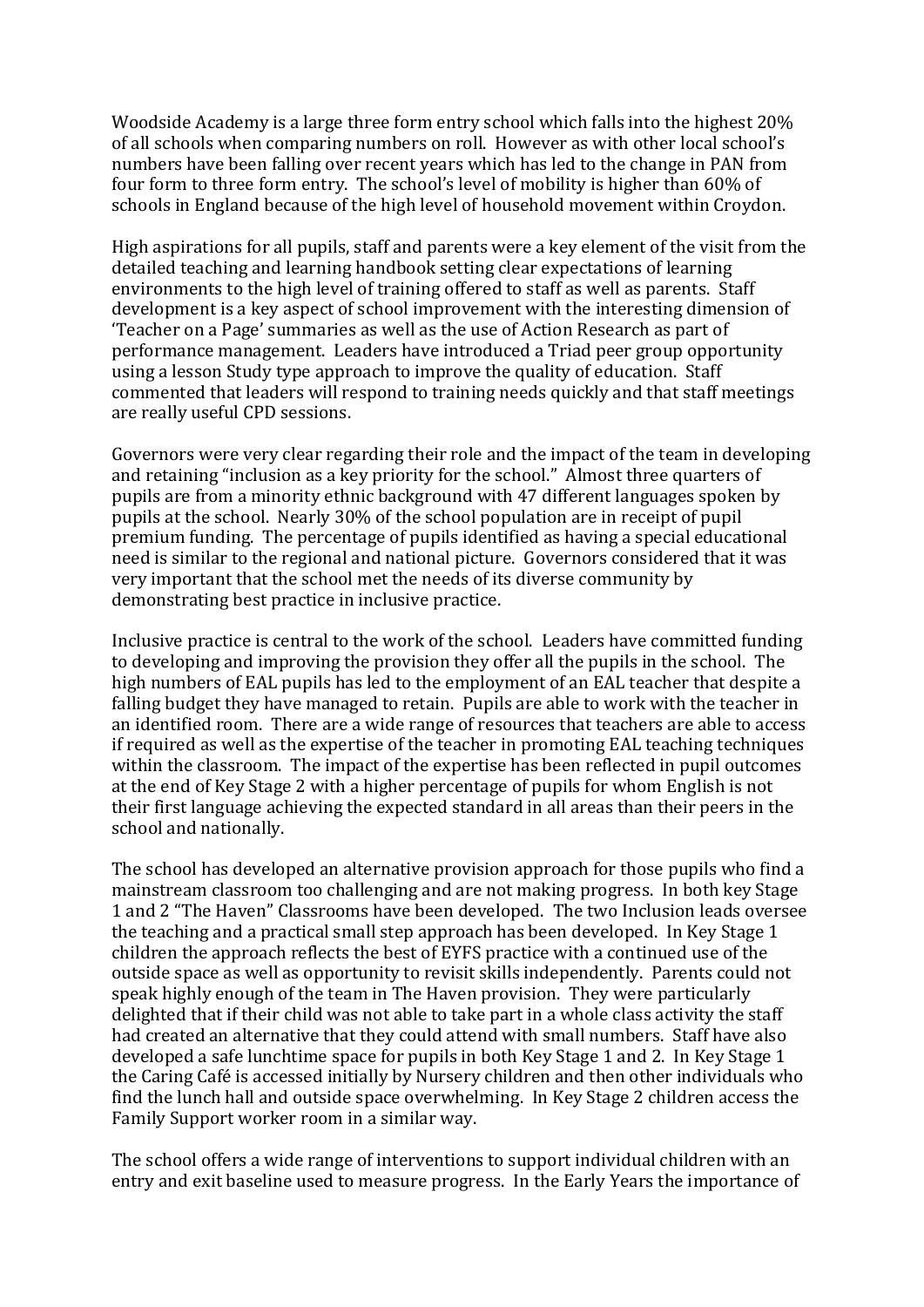Woodside Academy is a large three form entry school which falls into the highest 20% of all schools when comparing numbers on roll. However as with other local school's numbers have been falling over recent years which has led to the change in PAN from four form to three form entry. The school's level of mobility is higher than 60% of schools in England because of the high level of household movement within Croydon.

High aspirations for all pupils, staff and parents were a key element of the visit from the detailed teaching and learning handbook setting clear expectations of learning environments to the high level of training offered to staff as well as parents. Staff development is a key aspect of school improvement with the interesting dimension of 'Teacher on a Page' summaries as well as the use of Action Research as part of performance management. Leaders have introduced a Triad peer group opportunity using a lesson Study type approach to improve the quality of education. Staff commented that leaders will respond to training needs quickly and that staff meetings are really useful CPD sessions.

Governors were very clear regarding their role and the impact of the team in developing and retaining "inclusion as a key priority for the school." Almost three quarters of pupils are from a minority ethnic background with 47 different languages spoken by pupils at the school. Nearly 30% of the school population are in receipt of pupil premium funding. The percentage of pupils identified as having a special educational need is similar to the regional and national picture. Governors considered that it was very important that the school met the needs of its diverse community by demonstrating best practice in inclusive practice.

Inclusive practice is central to the work of the school. Leaders have committed funding to developing and improving the provision they offer all the pupils in the school. The high numbers of EAL pupils has led to the employment of an EAL teacher that despite a falling budget they have managed to retain. Pupils are able to work with the teacher in an identified room. There are a wide range of resources that teachers are able to access if required as well as the expertise of the teacher in promoting EAL teaching techniques within the classroom. The impact of the expertise has been reflected in pupil outcomes at the end of Key Stage 2 with a higher percentage of pupils for whom English is not their first language achieving the expected standard in all areas than their peers in the school and nationally.

The school has developed an alternative provision approach for those pupils who find a mainstream classroom too challenging and are not making progress. In both key Stage 1 and 2 "The Haven" Classrooms have been developed. The two Inclusion leads oversee the teaching and a practical small step approach has been developed. In Key Stage 1 children the approach reflects the best of EYFS practice with a continued use of the outside space as well as opportunity to revisit skills independently. Parents could not speak highly enough of the team in The Haven provision. They were particularly delighted that if their child was not able to take part in a whole class activity the staff had created an alternative that they could attend with small numbers. Staff have also developed a safe lunchtime space for pupils in both Key Stage 1 and 2. In Key Stage 1 the Caring Café is accessed initially by Nursery children and then other individuals who find the lunch hall and outside space overwhelming. In Key Stage 2 children access the Family Support worker room in a similar way.

The school offers a wide range of interventions to support individual children with an entry and exit baseline used to measure progress. In the Early Years the importance of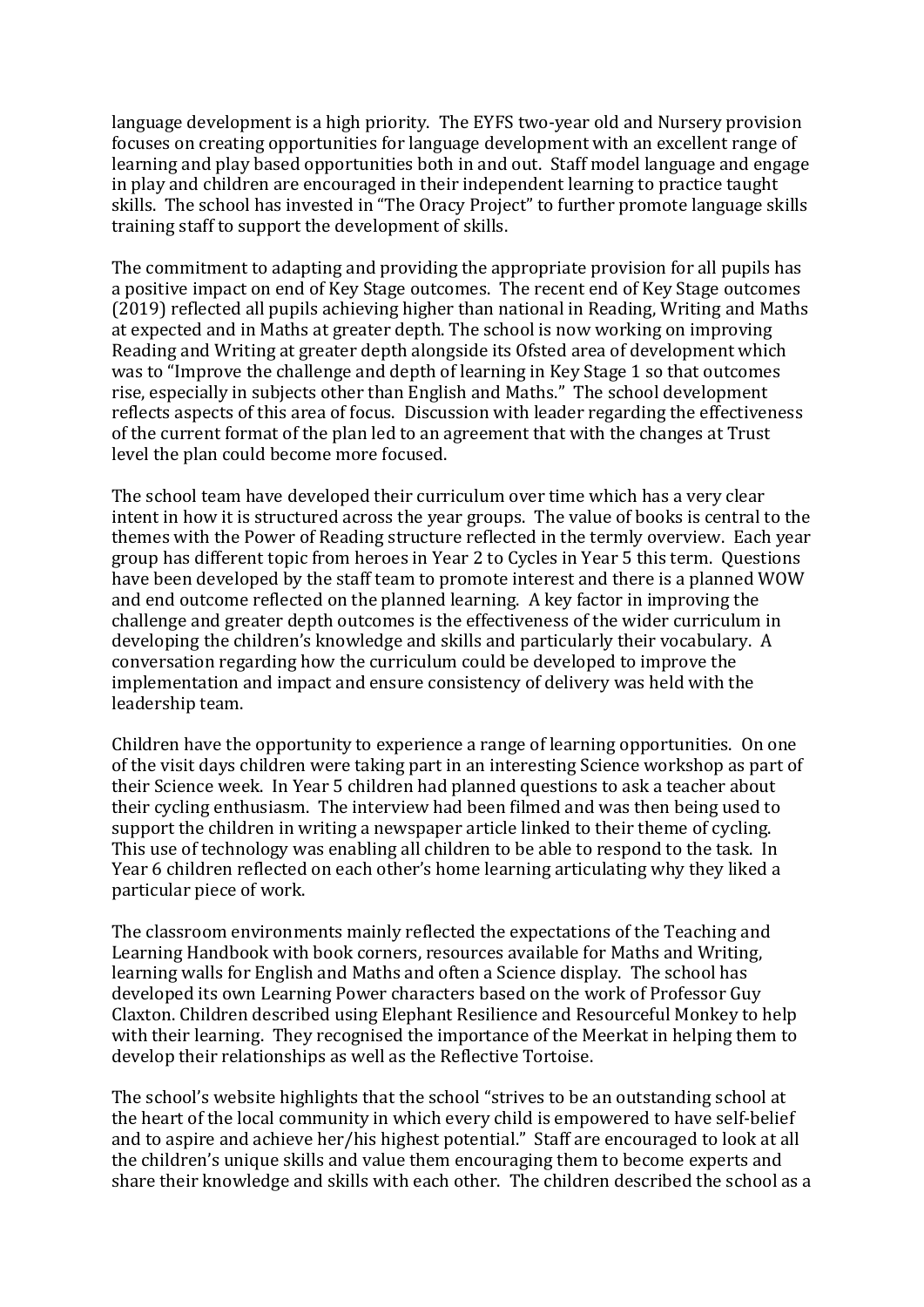language development is a high priority. The EYFS two-year old and Nursery provision focuses on creating opportunities for language development with an excellent range of learning and play based opportunities both in and out. Staff model language and engage in play and children are encouraged in their independent learning to practice taught skills. The school has invested in "The Oracy Project" to further promote language skills training staff to support the development of skills.

The commitment to adapting and providing the appropriate provision for all pupils has a positive impact on end of Key Stage outcomes. The recent end of Key Stage outcomes (2019) reflected all pupils achieving higher than national in Reading, Writing and Maths at expected and in Maths at greater depth. The school is now working on improving Reading and Writing at greater depth alongside its Ofsted area of development which was to "Improve the challenge and depth of learning in Key Stage 1 so that outcomes rise, especially in subjects other than English and Maths." The school development reflects aspects of this area of focus. Discussion with leader regarding the effectiveness of the current format of the plan led to an agreement that with the changes at Trust level the plan could become more focused.

The school team have developed their curriculum over time which has a very clear intent in how it is structured across the year groups. The value of books is central to the themes with the Power of Reading structure reflected in the termly overview. Each year group has different topic from heroes in Year 2 to Cycles in Year 5 this term. Questions have been developed by the staff team to promote interest and there is a planned WOW and end outcome reflected on the planned learning. A key factor in improving the challenge and greater depth outcomes is the effectiveness of the wider curriculum in developing the children's knowledge and skills and particularly their vocabulary. A conversation regarding how the curriculum could be developed to improve the implementation and impact and ensure consistency of delivery was held with the leadership team.

Children have the opportunity to experience a range of learning opportunities. On one of the visit days children were taking part in an interesting Science workshop as part of their Science week. In Year 5 children had planned questions to ask a teacher about their cycling enthusiasm. The interview had been filmed and was then being used to support the children in writing a newspaper article linked to their theme of cycling. This use of technology was enabling all children to be able to respond to the task. In Year 6 children reflected on each other's home learning articulating why they liked a particular piece of work.

The classroom environments mainly reflected the expectations of the Teaching and Learning Handbook with book corners, resources available for Maths and Writing, learning walls for English and Maths and often a Science display. The school has developed its own Learning Power characters based on the work of Professor Guy Claxton. Children described using Elephant Resilience and Resourceful Monkey to help with their learning. They recognised the importance of the Meerkat in helping them to develop their relationships as well as the Reflective Tortoise.

The school's website highlights that the school "strives to be an outstanding school at the heart of the local community in which every child is empowered to have self-belief and to aspire and achieve her/his highest potential." Staff are encouraged to look at all the children's unique skills and value them encouraging them to become experts and share their knowledge and skills with each other. The children described the school as a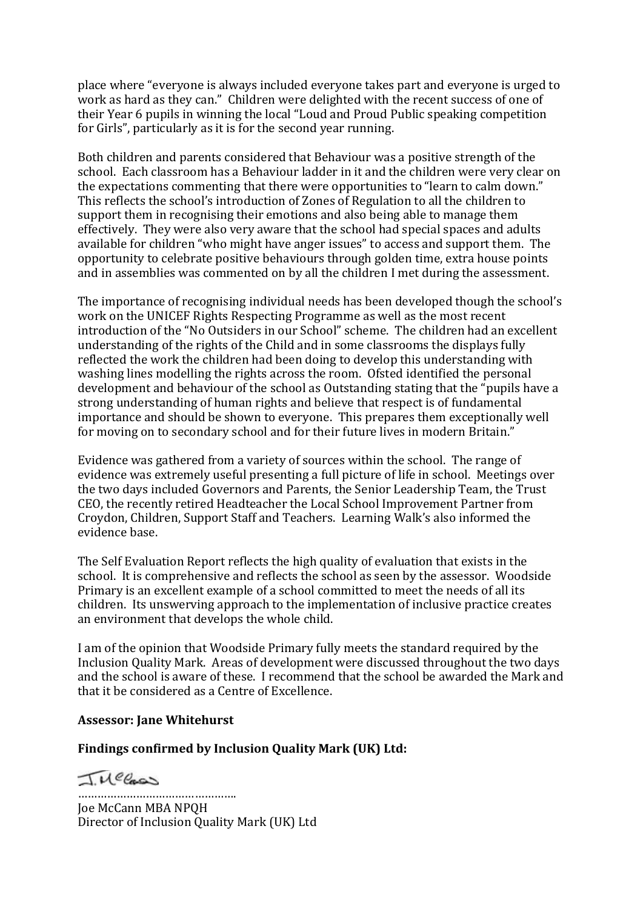place where "everyone is always included everyone takes part and everyone is urged to work as hard as they can." Children were delighted with the recent success of one of their Year 6 pupils in winning the local "Loud and Proud Public speaking competition for Girls", particularly as it is for the second year running.

Both children and parents considered that Behaviour was a positive strength of the school. Each classroom has a Behaviour ladder in it and the children were very clear on the expectations commenting that there were opportunities to "learn to calm down." This reflects the school's introduction of Zones of Regulation to all the children to support them in recognising their emotions and also being able to manage them effectively. They were also very aware that the school had special spaces and adults available for children "who might have anger issues" to access and support them. The opportunity to celebrate positive behaviours through golden time, extra house points and in assemblies was commented on by all the children I met during the assessment.

The importance of recognising individual needs has been developed though the school's work on the UNICEF Rights Respecting Programme as well as the most recent introduction of the "No Outsiders in our School" scheme. The children had an excellent understanding of the rights of the Child and in some classrooms the displays fully reflected the work the children had been doing to develop this understanding with washing lines modelling the rights across the room. Ofsted identified the personal development and behaviour of the school as Outstanding stating that the "pupils have a strong understanding of human rights and believe that respect is of fundamental importance and should be shown to everyone. This prepares them exceptionally well for moving on to secondary school and for their future lives in modern Britain."

Evidence was gathered from a variety of sources within the school. The range of evidence was extremely useful presenting a full picture of life in school. Meetings over the two days included Governors and Parents, the Senior Leadership Team, the Trust CEO, the recently retired Headteacher the Local School Improvement Partner from Croydon, Children, Support Staff and Teachers. Learning Walk's also informed the evidence base.

The Self Evaluation Report reflects the high quality of evaluation that exists in the school. It is comprehensive and reflects the school as seen by the assessor. Woodside Primary is an excellent example of a school committed to meet the needs of all its children. Its unswerving approach to the implementation of inclusive practice creates an environment that develops the whole child.

I am of the opinion that Woodside Primary fully meets the standard required by the Inclusion Quality Mark. Areas of development were discussed throughout the two days and the school is aware of these. I recommend that the school be awarded the Mark and that it be considered as a Centre of Excellence.

**Assessor: Jane Whitehurst**

**Findings confirmed by Inclusion Quality Mark (UK) Ltd:**

J. McCann

…………………………………………..

Joe McCann MBA NPQH
Director of Inclusion Quality Mark (UK) Ltd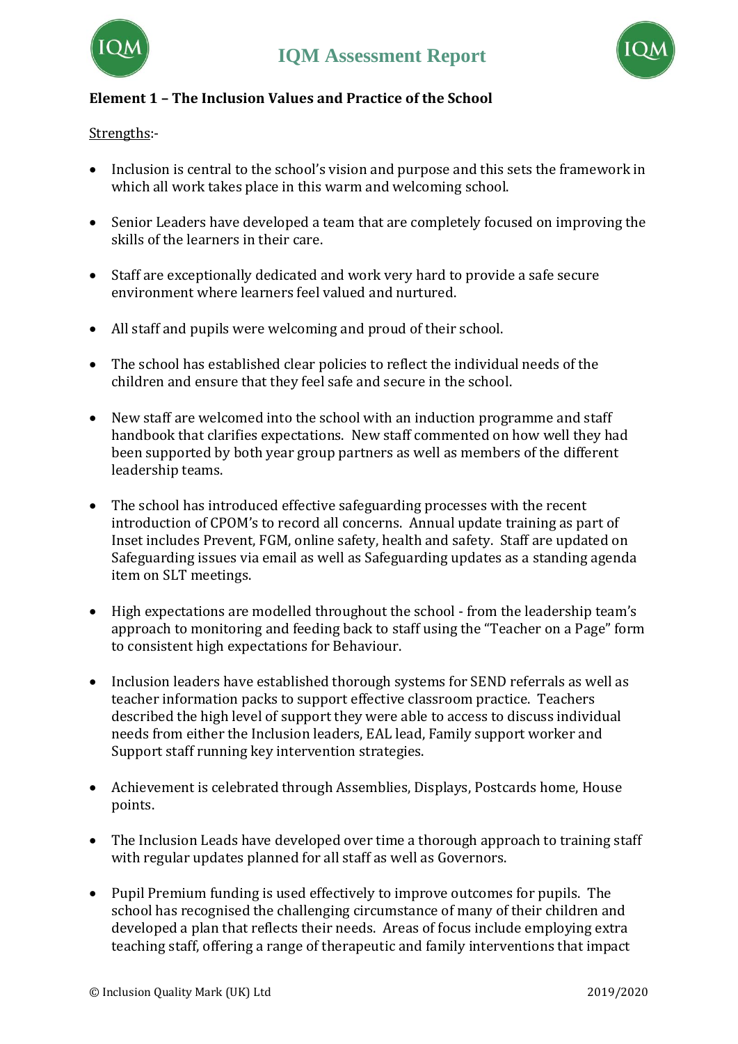**Element 1 – The Inclusion Values and Practice of the School**

Strengths:-

- Inclusion is central to the school's vision and purpose and this sets the framework in which all work takes place in this warm and welcoming school.
- Senior Leaders have developed a team that are completely focused on improving the skills of the learners in their care.
- Staff are exceptionally dedicated and work very hard to provide a safe secure environment where learners feel valued and nurtured.
- All staff and pupils were welcoming and proud of their school.
- The school has established clear policies to reflect the individual needs of the children and ensure that they feel safe and secure in the school.
- New staff are welcomed into the school with an induction programme and staff handbook that clarifies expectations. New staff commented on how well they had been supported by both year group partners as well as members of the different leadership teams.
- The school has introduced effective safeguarding processes with the recent introduction of CPOM's to record all concerns. Annual update training as part of Inset includes Prevent, FGM, online safety, health and safety. Staff are updated on Safeguarding issues via email as well as Safeguarding updates as a standing agenda item on SLT meetings.
- High expectations are modelled throughout the school - from the leadership team's approach to monitoring and feeding back to staff using the "Teacher on a Page" form to consistent high expectations for Behaviour.
- Inclusion leaders have established thorough systems for SEND referrals as well as teacher information packs to support effective classroom practice. Teachers described the high level of support they were able to access to discuss individual needs from either the Inclusion leaders, EAL lead, Family support worker and Support staff running key intervention strategies.
- Achievement is celebrated through Assemblies, Displays, Postcards home, House points.
- The Inclusion Leads have developed over time a thorough approach to training staff with regular updates planned for all staff as well as Governors.
- Pupil Premium funding is used effectively to improve outcomes for pupils. The school has recognised the challenging circumstance of many of their children and developed a plan that reflects their needs. Areas of focus include employing extra teaching staff, offering a range of therapeutic and family interventions that impact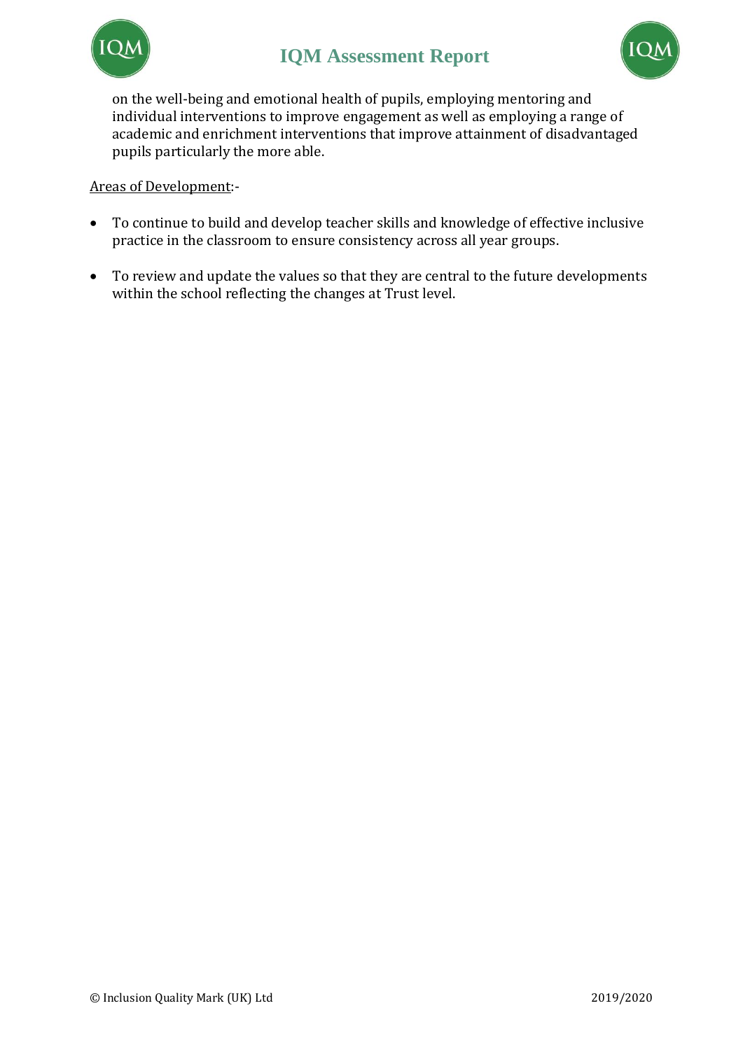on the well-being and emotional health of pupils, employing mentoring and individual interventions to improve engagement as well as employing a range of academic and enrichment interventions that improve attainment of disadvantaged pupils particularly the more able.

Areas of Development:-

- To continue to build and develop teacher skills and knowledge of effective inclusive practice in the classroom to ensure consistency across all year groups.
- To review and update the values so that they are central to the future developments within the school reflecting the changes at Trust level.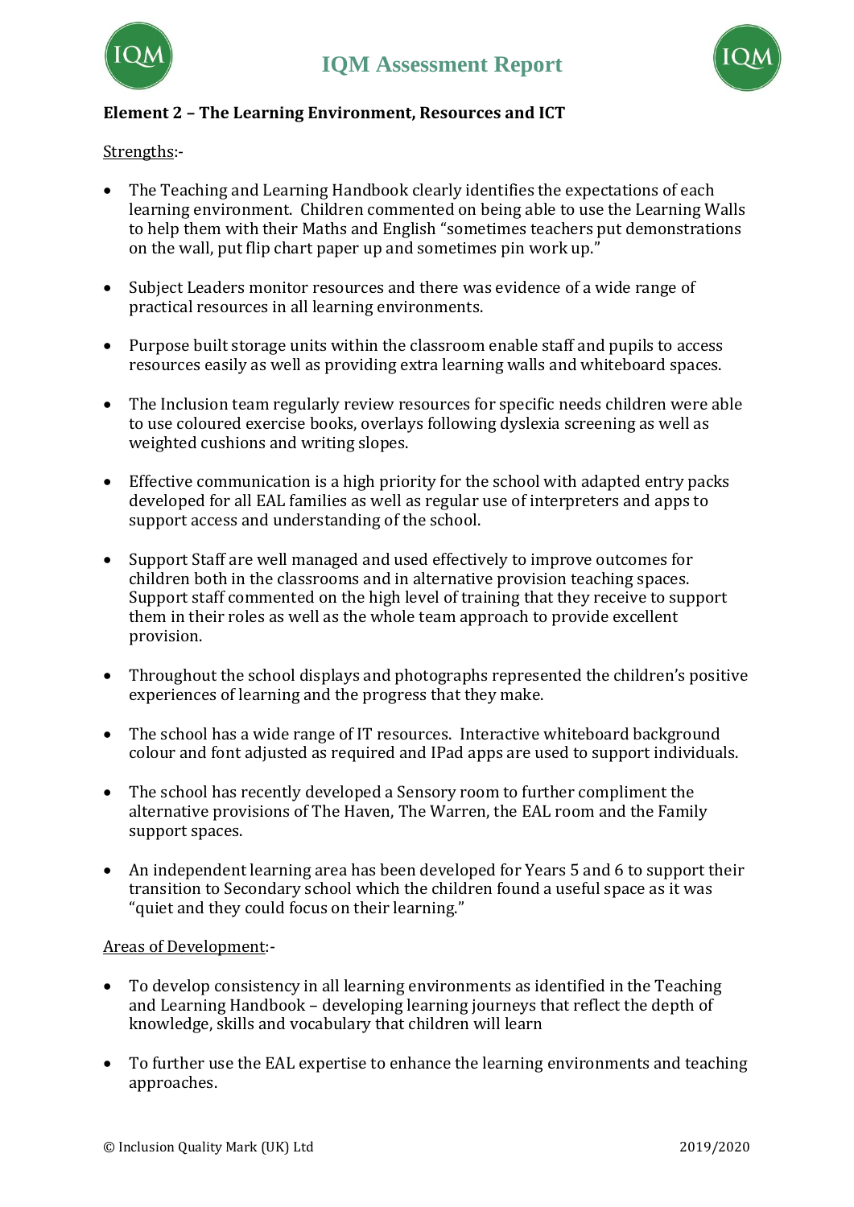**Element 2 – The Learning Environment, Resources and ICT**

Strengths:-

- The Teaching and Learning Handbook clearly identifies the expectations of each learning environment. Children commented on being able to use the Learning Walls to help them with their Maths and English "sometimes teachers put demonstrations on the wall, put flip chart paper up and sometimes pin work up."

- Subject Leaders monitor resources and there was evidence of a wide range of practical resources in all learning environments.

- Purpose built storage units within the classroom enable staff and pupils to access resources easily as well as providing extra learning walls and whiteboard spaces.

- The Inclusion team regularly review resources for specific needs children were able to use coloured exercise books, overlays following dyslexia screening as well as weighted cushions and writing slopes.

- Effective communication is a high priority for the school with adapted entry packs developed for all EAL families as well as regular use of interpreters and apps to support access and understanding of the school.

- Support Staff are well managed and used effectively to improve outcomes for children both in the classrooms and in alternative provision teaching spaces. Support staff commented on the high level of training that they receive to support them in their roles as well as the whole team approach to provide excellent provision.

- Throughout the school displays and photographs represented the children's positive experiences of learning and the progress that they make.

- The school has a wide range of IT resources. Interactive whiteboard background colour and font adjusted as required and IPad apps are used to support individuals.

- The school has recently developed a Sensory room to further compliment the alternative provisions of The Haven, The Warren, the EAL room and the Family support spaces.

- An independent learning area has been developed for Years 5 and 6 to support their transition to Secondary school which the children found a useful space as it was "quiet and they could focus on their learning."

Areas of Development:-

- To develop consistency in all learning environments as identified in the Teaching and Learning Handbook – developing learning journeys that reflect the depth of knowledge, skills and vocabulary that children will learn

- To further use the EAL expertise to enhance the learning environments and teaching approaches.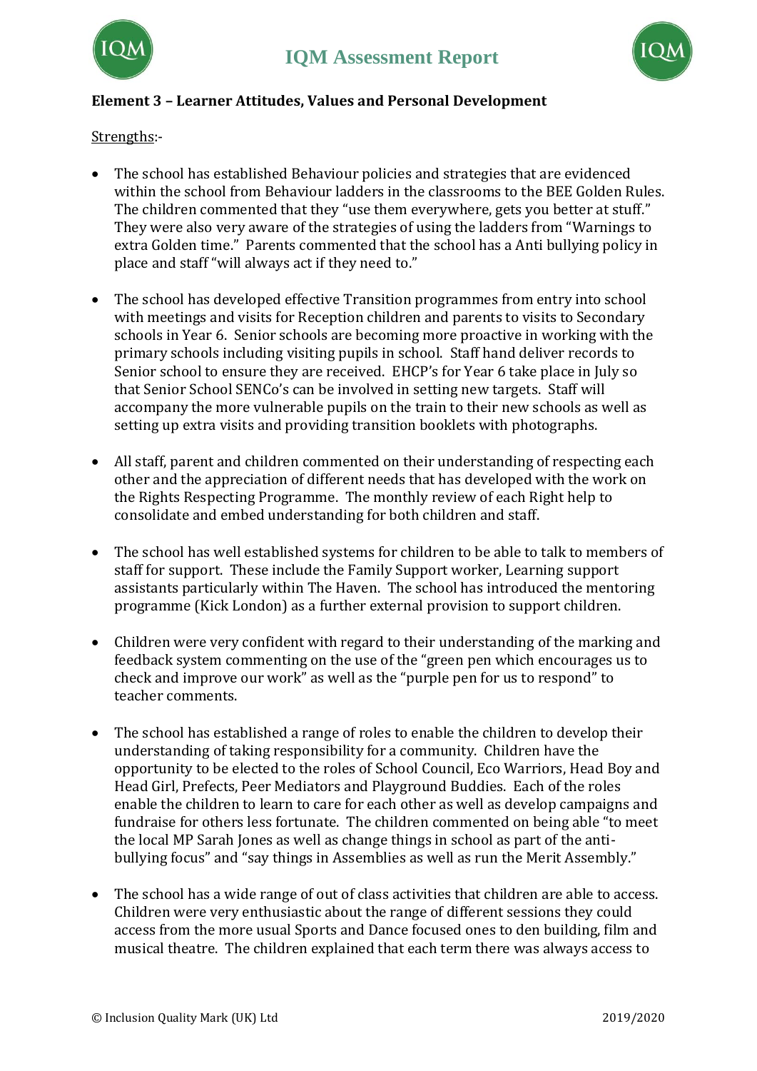**Element 3 – Learner Attitudes, Values and Personal Development**

Strengths:-

- The school has established Behaviour policies and strategies that are evidenced within the school from Behaviour ladders in the classrooms to the BEE Golden Rules. The children commented that they "use them everywhere, gets you better at stuff." They were also very aware of the strategies of using the ladders from "Warnings to extra Golden time." Parents commented that the school has a Anti bullying policy in place and staff "will always act if they need to."

- The school has developed effective Transition programmes from entry into school with meetings and visits for Reception children and parents to visits to Secondary schools in Year 6. Senior schools are becoming more proactive in working with the primary schools including visiting pupils in school. Staff hand deliver records to Senior school to ensure they are received. EHCP's for Year 6 take place in July so that Senior School SENCo's can be involved in setting new targets. Staff will accompany the more vulnerable pupils on the train to their new schools as well as setting up extra visits and providing transition booklets with photographs.

- All staff, parent and children commented on their understanding of respecting each other and the appreciation of different needs that has developed with the work on the Rights Respecting Programme. The monthly review of each Right help to consolidate and embed understanding for both children and staff.

- The school has well established systems for children to be able to talk to members of staff for support. These include the Family Support worker, Learning support assistants particularly within The Haven. The school has introduced the mentoring programme (Kick London) as a further external provision to support children.

- Children were very confident with regard to their understanding of the marking and feedback system commenting on the use of the "green pen which encourages us to check and improve our work" as well as the "purple pen for us to respond" to teacher comments.

- The school has established a range of roles to enable the children to develop their understanding of taking responsibility for a community. Children have the opportunity to be elected to the roles of School Council, Eco Warriors, Head Boy and Head Girl, Prefects, Peer Mediators and Playground Buddies. Each of the roles enable the children to learn to care for each other as well as develop campaigns and fundraise for others less fortunate. The children commented on being able "to meet the local MP Sarah Jones as well as change things in school as part of the anti-bullying focus" and "say things in Assemblies as well as run the Merit Assembly."

- The school has a wide range of out of class activities that children are able to access. Children were very enthusiastic about the range of different sessions they could access from the more usual Sports and Dance focused ones to den building, film and musical theatre. The children explained that each term there was always access to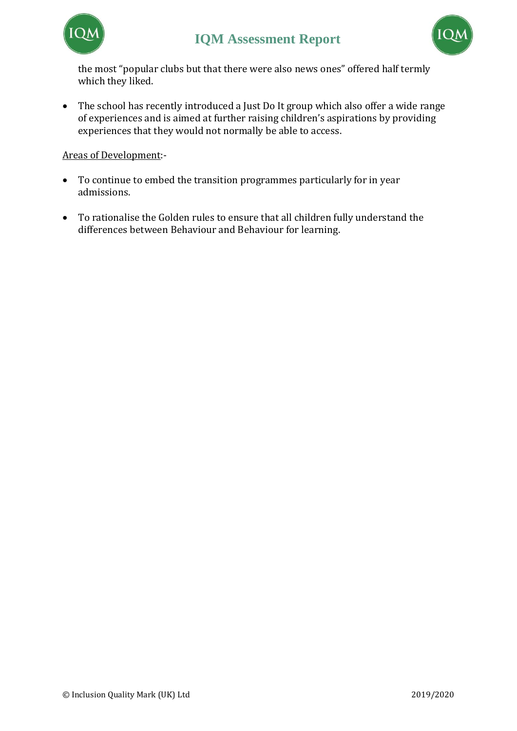the most "popular clubs but that there were also news ones" offered half termly which they liked.

- The school has recently introduced a Just Do It group which also offer a wide range of experiences and is aimed at further raising children's aspirations by providing experiences that they would not normally be able to access.

Areas of Development:-

- To continue to embed the transition programmes particularly for in year admissions.
- To rationalise the Golden rules to ensure that all children fully understand the differences between Behaviour and Behaviour for learning.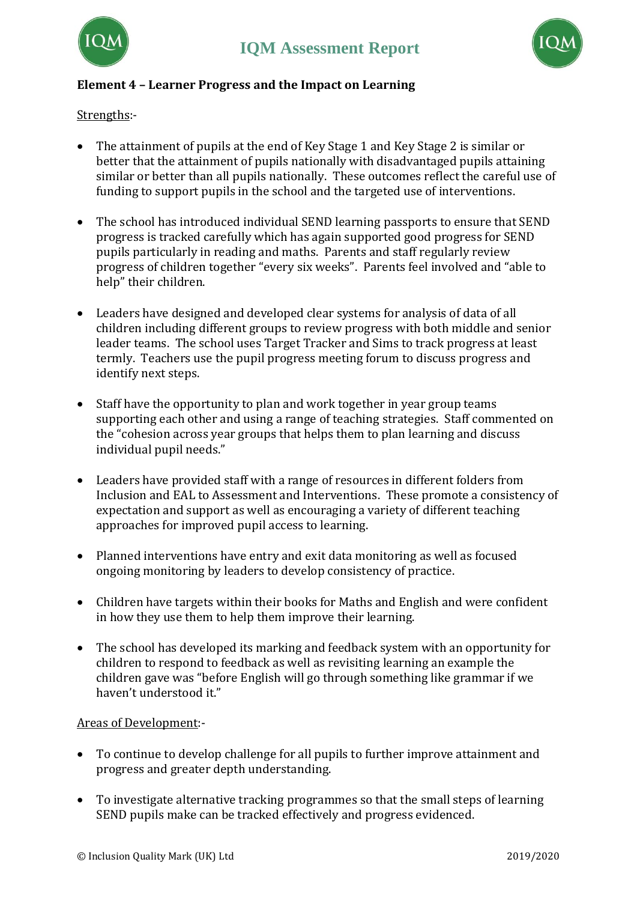**Element 4 – Learner Progress and the Impact on Learning**

Strengths:-

- The attainment of pupils at the end of Key Stage 1 and Key Stage 2 is similar or better that the attainment of pupils nationally with disadvantaged pupils attaining similar or better than all pupils nationally. These outcomes reflect the careful use of funding to support pupils in the school and the targeted use of interventions.

- The school has introduced individual SEND learning passports to ensure that SEND progress is tracked carefully which has again supported good progress for SEND pupils particularly in reading and maths. Parents and staff regularly review progress of children together "every six weeks". Parents feel involved and "able to help" their children.

- Leaders have designed and developed clear systems for analysis of data of all children including different groups to review progress with both middle and senior leader teams. The school uses Target Tracker and Sims to track progress at least termly. Teachers use the pupil progress meeting forum to discuss progress and identify next steps.

- Staff have the opportunity to plan and work together in year group teams supporting each other and using a range of teaching strategies. Staff commented on the "cohesion across year groups that helps them to plan learning and discuss individual pupil needs."

- Leaders have provided staff with a range of resources in different folders from Inclusion and EAL to Assessment and Interventions. These promote a consistency of expectation and support as well as encouraging a variety of different teaching approaches for improved pupil access to learning.

- Planned interventions have entry and exit data monitoring as well as focused ongoing monitoring by leaders to develop consistency of practice.

- Children have targets within their books for Maths and English and were confident in how they use them to help them improve their learning.

- The school has developed its marking and feedback system with an opportunity for children to respond to feedback as well as revisiting learning an example the children gave was "before English will go through something like grammar if we haven't understood it."

Areas of Development:-

- To continue to develop challenge for all pupils to further improve attainment and progress and greater depth understanding.

- To investigate alternative tracking programmes so that the small steps of learning SEND pupils make can be tracked effectively and progress evidenced.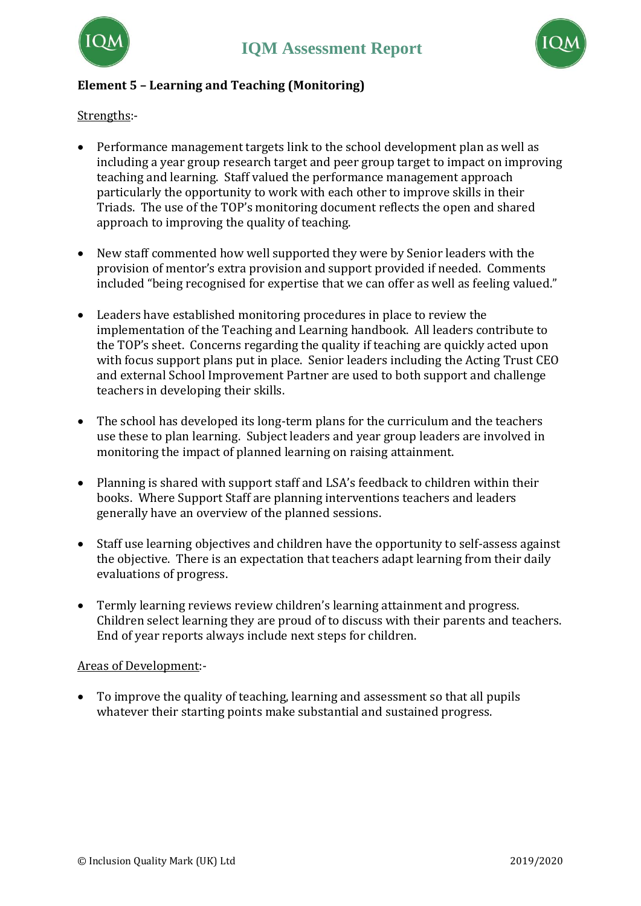**Element 5 – Learning and Teaching (Monitoring)**

Strengths:-

- Performance management targets link to the school development plan as well as including a year group research target and peer group target to impact on improving teaching and learning. Staff valued the performance management approach particularly the opportunity to work with each other to improve skills in their Triads. The use of the TOP's monitoring document reflects the open and shared approach to improving the quality of teaching.

- New staff commented how well supported they were by Senior leaders with the provision of mentor's extra provision and support provided if needed. Comments included "being recognised for expertise that we can offer as well as feeling valued."

- Leaders have established monitoring procedures in place to review the implementation of the Teaching and Learning handbook. All leaders contribute to the TOP's sheet. Concerns regarding the quality if teaching are quickly acted upon with focus support plans put in place. Senior leaders including the Acting Trust CEO and external School Improvement Partner are used to both support and challenge teachers in developing their skills.

- The school has developed its long-term plans for the curriculum and the teachers use these to plan learning. Subject leaders and year group leaders are involved in monitoring the impact of planned learning on raising attainment.

- Planning is shared with support staff and LSA's feedback to children within their books. Where Support Staff are planning interventions teachers and leaders generally have an overview of the planned sessions.

- Staff use learning objectives and children have the opportunity to self-assess against the objective. There is an expectation that teachers adapt learning from their daily evaluations of progress.

- Termly learning reviews review children's learning attainment and progress. Children select learning they are proud of to discuss with their parents and teachers. End of year reports always include next steps for children.

Areas of Development:-

- To improve the quality of teaching, learning and assessment so that all pupils whatever their starting points make substantial and sustained progress.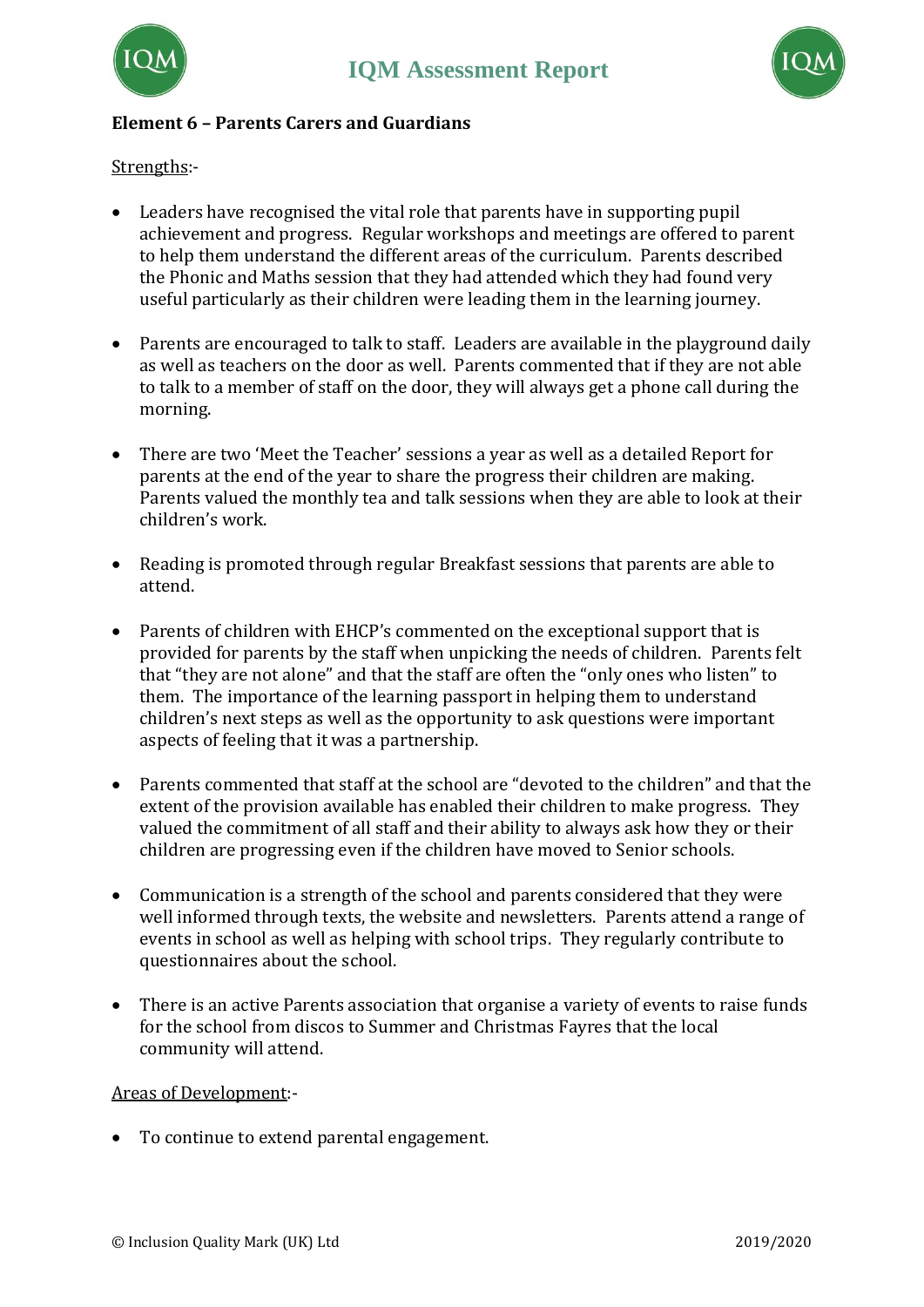**Element 6 – Parents Carers and Guardians**

Strengths:-

- Leaders have recognised the vital role that parents have in supporting pupil achievement and progress. Regular workshops and meetings are offered to parent to help them understand the different areas of the curriculum. Parents described the Phonic and Maths session that they had attended which they had found very useful particularly as their children were leading them in the learning journey.

- Parents are encouraged to talk to staff. Leaders are available in the playground daily as well as teachers on the door as well. Parents commented that if they are not able to talk to a member of staff on the door, they will always get a phone call during the morning.

- There are two 'Meet the Teacher' sessions a year as well as a detailed Report for parents at the end of the year to share the progress their children are making. Parents valued the monthly tea and talk sessions when they are able to look at their children's work.

- Reading is promoted through regular Breakfast sessions that parents are able to attend.

- Parents of children with EHCP's commented on the exceptional support that is provided for parents by the staff when unpicking the needs of children. Parents felt that "they are not alone" and that the staff are often the "only ones who listen" to them. The importance of the learning passport in helping them to understand children's next steps as well as the opportunity to ask questions were important aspects of feeling that it was a partnership.

- Parents commented that staff at the school are "devoted to the children" and that the extent of the provision available has enabled their children to make progress. They valued the commitment of all staff and their ability to always ask how they or their children are progressing even if the children have moved to Senior schools.

- Communication is a strength of the school and parents considered that they were well informed through texts, the website and newsletters. Parents attend a range of events in school as well as helping with school trips. They regularly contribute to questionnaires about the school.

- There is an active Parents association that organise a variety of events to raise funds for the school from discos to Summer and Christmas Fayres that the local community will attend.

Areas of Development:-

- To continue to extend parental engagement.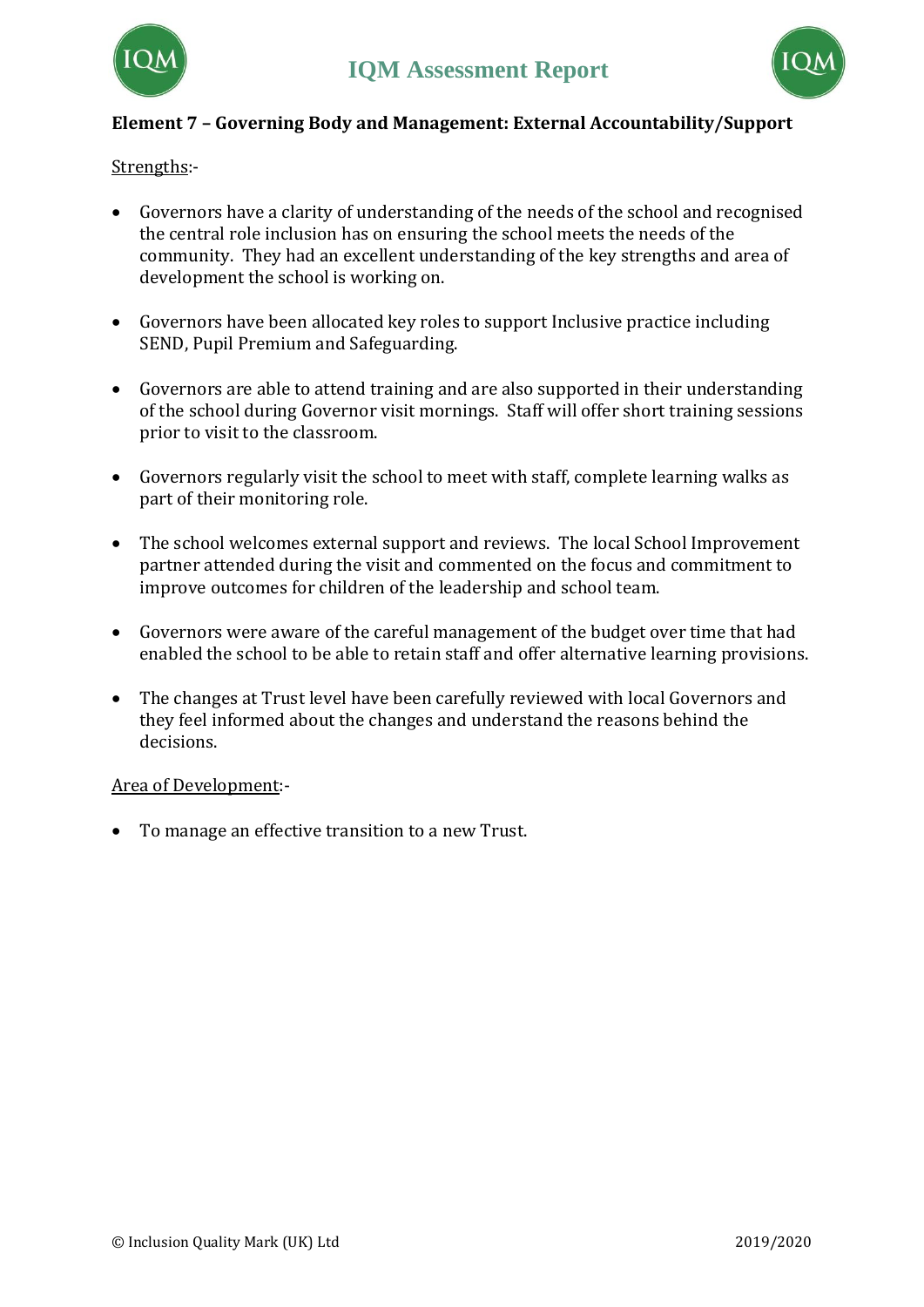## Element 7 – Governing Body and Management: External Accountability/Support

Strengths:-

- Governors have a clarity of understanding of the needs of the school and recognised the central role inclusion has on ensuring the school meets the needs of the community. They had an excellent understanding of the key strengths and area of development the school is working on.
- Governors have been allocated key roles to support Inclusive practice including SEND, Pupil Premium and Safeguarding.
- Governors are able to attend training and are also supported in their understanding of the school during Governor visit mornings. Staff will offer short training sessions prior to visit to the classroom.
- Governors regularly visit the school to meet with staff, complete learning walks as part of their monitoring role.
- The school welcomes external support and reviews. The local School Improvement partner attended during the visit and commented on the focus and commitment to improve outcomes for children of the leadership and school team.
- Governors were aware of the careful management of the budget over time that had enabled the school to be able to retain staff and offer alternative learning provisions.
- The changes at Trust level have been carefully reviewed with local Governors and they feel informed about the changes and understand the reasons behind the decisions.

Area of Development:-

- To manage an effective transition to a new Trust.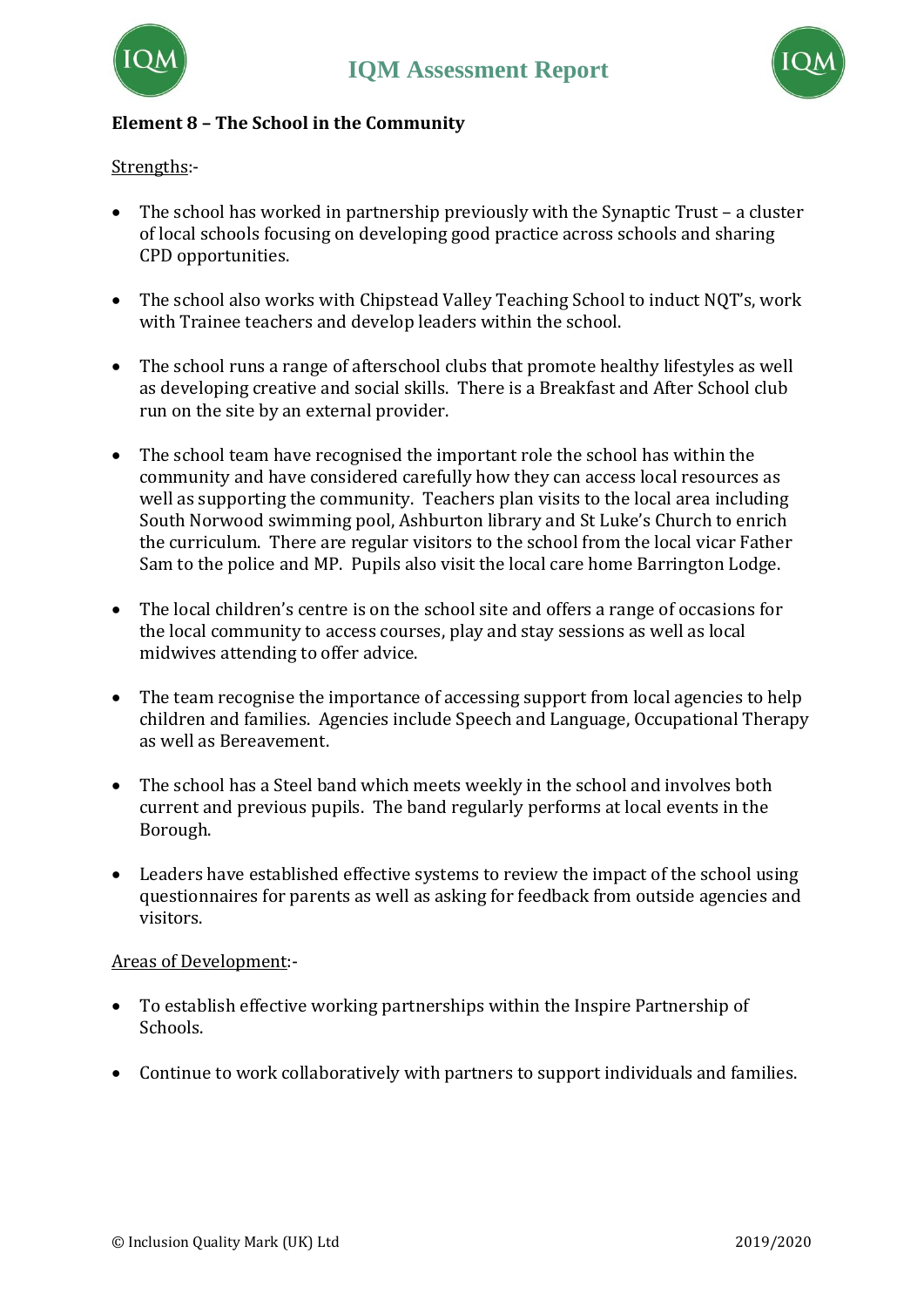**Element 8 – The School in the Community**

Strengths:-

- The school has worked in partnership previously with the Synaptic Trust – a cluster of local schools focusing on developing good practice across schools and sharing CPD opportunities.

- The school also works with Chipstead Valley Teaching School to induct NQT's, work with Trainee teachers and develop leaders within the school.

- The school runs a range of afterschool clubs that promote healthy lifestyles as well as developing creative and social skills. There is a Breakfast and After School club run on the site by an external provider.

- The school team have recognised the important role the school has within the community and have considered carefully how they can access local resources as well as supporting the community. Teachers plan visits to the local area including South Norwood swimming pool, Ashburton library and St Luke's Church to enrich the curriculum. There are regular visitors to the school from the local vicar Father Sam to the police and MP. Pupils also visit the local care home Barrington Lodge.

- The local children's centre is on the school site and offers a range of occasions for the local community to access courses, play and stay sessions as well as local midwives attending to offer advice.

- The team recognise the importance of accessing support from local agencies to help children and families. Agencies include Speech and Language, Occupational Therapy as well as Bereavement.

- The school has a Steel band which meets weekly in the school and involves both current and previous pupils. The band regularly performs at local events in the Borough.

- Leaders have established effective systems to review the impact of the school using questionnaires for parents as well as asking for feedback from outside agencies and visitors.

Areas of Development:-

- To establish effective working partnerships within the Inspire Partnership of Schools.

- Continue to work collaboratively with partners to support individuals and families.